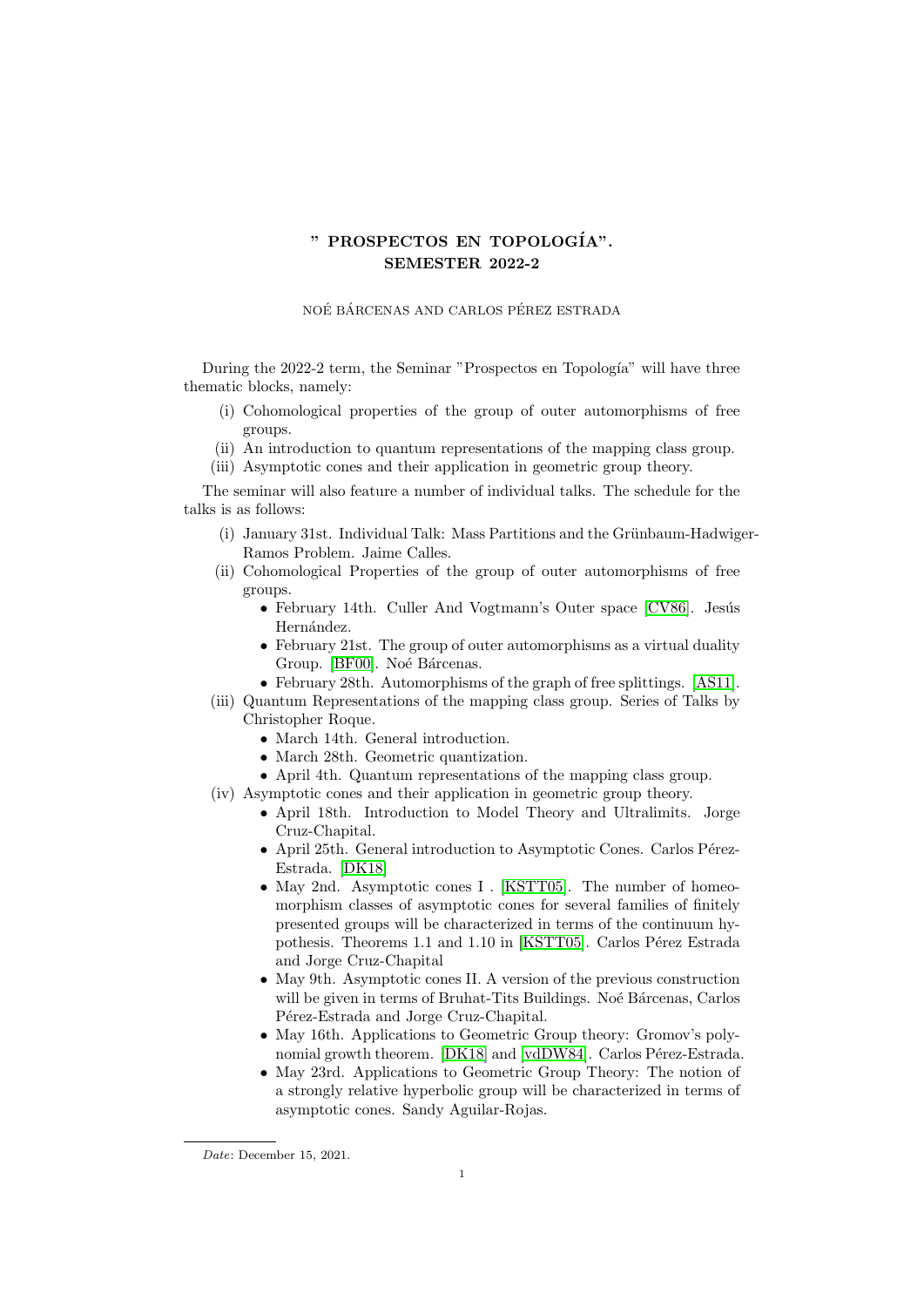# " PROSPECTOS EN TOPOLOGÍA". SEMESTER 2022-2

NOÉ BÁRCENAS AND CARLOS PÉREZ ESTRADA

During the 2022-2 term, the Seminar "Prospectos en Topología" will have three thematic blocks, namely:

(i) Cohomological properties of the group of outer automorphisms of free groups.
(ii) An introduction to quantum representations of the mapping class group.
(iii) Asymptotic cones and their application in geometric group theory.

The seminar will also feature a number of individual talks. The schedule for the talks is as follows:

(i) January 31st. Individual Talk: Mass Partitions and the Grünbaum-Hadwiger-Ramos Problem. Jaime Calles.
(ii) Cohomological Properties of the group of outer automorphisms of free groups.
  - February 14th. Culler And Vogtmann's Outer space [CV86]. Jesús Hernández.
  - February 21st. The group of outer automorphisms as a virtual duality Group. [BF00]. Noé Bárcenas.
  - February 28th. Automorphisms of the graph of free splittings. [AS11].
(iii) Quantum Representations of the mapping class group. Series of Talks by Christopher Roque.
  - March 14th. General introduction.
  - March 28th. Geometric quantization.
  - April 4th. Quantum representations of the mapping class group.
(iv) Asymptotic cones and their application in geometric group theory.
  - April 18th. Introduction to Model Theory and Ultralimits. Jorge Cruz-Chapital.
  - April 25th. General introduction to Asymptotic Cones. Carlos Pérez-Estrada. [DK18]
  - May 2nd. Asymptotic cones I . [KSTT05]. The number of homeomorphism classes of asymptotic cones for several families of finitely presented groups will be characterized in terms of the continuum hypothesis. Theorems 1.1 and 1.10 in [KSTT05]. Carlos Pérez Estrada and Jorge Cruz-Chapital
  - May 9th. Asymptotic cones II. A version of the previous construction will be given in terms of Bruhat-Tits Buildings. Noé Bárcenas, Carlos Pérez-Estrada and Jorge Cruz-Chapital.
  - May 16th. Applications to Geometric Group theory: Gromov's polynomial growth theorem. [DK18] and [vdDW84]. Carlos Pérez-Estrada.
  - May 23rd. Applications to Geometric Group Theory: The notion of a strongly relative hyperbolic group will be characterized in terms of asymptotic cones. Sandy Aguilar-Rojas.

*Date*: December 15, 2021.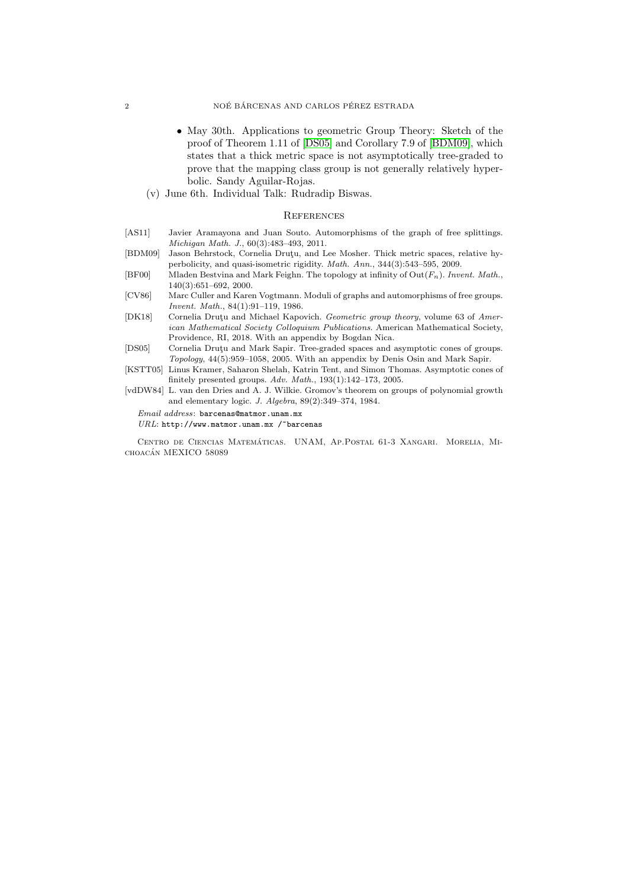- May 30th. Applications to geometric Group Theory: Sketch of the proof of Theorem 1.11 of [DS05] and Corollary 7.9 of [BDM09], which states that a thick metric space is not asymptotically tree-graded to prove that the mapping class group is not generally relatively hyperbolic. Sandy Aguilar-Rojas.

(v) June 6th. Individual Talk: Rudradip Biswas.

## References

[AS11] Javier Aramayona and Juan Souto. Automorphisms of the graph of free splittings. *Michigan Math. J.*, 60(3):483–493, 2011.

[BDM09] Jason Behrstock, Cornelia Druţu, and Lee Mosher. Thick metric spaces, relative hyperbolicity, and quasi-isometric rigidity. *Math. Ann.*, 344(3):543–595, 2009.

[BF00] Mladen Bestvina and Mark Feighn. The topology at infinity of $\mathrm{Out}(F_n)$. *Invent. Math.*, 140(3):651–692, 2000.

[CV86] Marc Culler and Karen Vogtmann. Moduli of graphs and automorphisms of free groups. *Invent. Math.*, 84(1):91–119, 1986.

[DK18] Cornelia Druţu and Michael Kapovich. *Geometric group theory*, volume 63 of *American Mathematical Society Colloquium Publications*. American Mathematical Society, Providence, RI, 2018. With an appendix by Bogdan Nica.

[DS05] Cornelia Druţu and Mark Sapir. Tree-graded spaces and asymptotic cones of groups. *Topology*, 44(5):959–1058, 2005. With an appendix by Denis Osin and Mark Sapir.

[KSTT05] Linus Kramer, Saharon Shelah, Katrin Tent, and Simon Thomas. Asymptotic cones of finitely presented groups. *Adv. Math.*, 193(1):142–173, 2005.

[vdDW84] L. van den Dries and A. J. Wilkie. Gromov's theorem on groups of polynomial growth and elementary logic. *J. Algebra*, 89(2):349–374, 1984.

*Email address*: barcenas@matmor.unam.mx

*URL*: http://www.matmor.unam.mx /~barcenas

Centro de Ciencias Matemáticas. UNAM, Ap.Postal 61-3 Xangari. Morelia, Michoacán MEXICO 58089